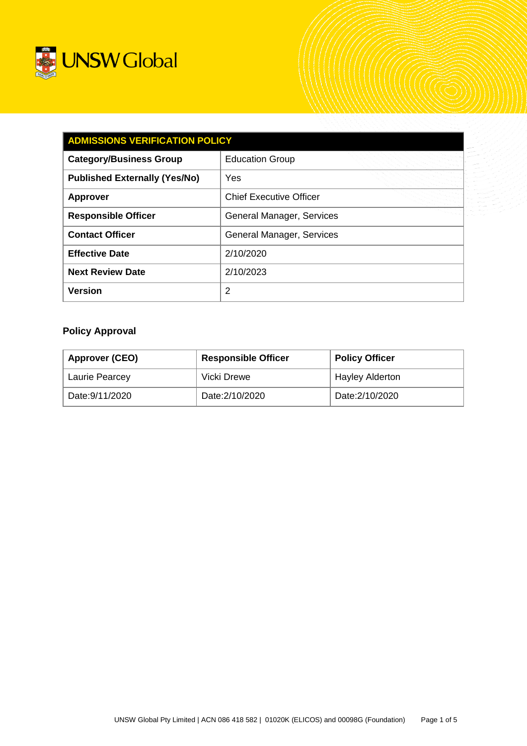UNSW Global

| ADMISSIONS VERIFICATION POLICY | |
|---|---|
| **Category/Business Group** | Education Group |
| **Published Externally (Yes/No)** | Yes |
| **Approver** | Chief Executive Officer |
| **Responsible Officer** | General Manager, Services |
| **Contact Officer** | General Manager, Services |
| **Effective Date** | 2/10/2020 |
| **Next Review Date** | 2/10/2023 |
| **Version** | 2 |

### Policy Approval

| Approver (CEO) | Responsible Officer | Policy Officer |
|---|---|---|
| Laurie Pearcey | Vicki Drewe | Hayley Alderton |
| Date:9/11/2020 | Date:2/10/2020 | Date:2/10/2020 |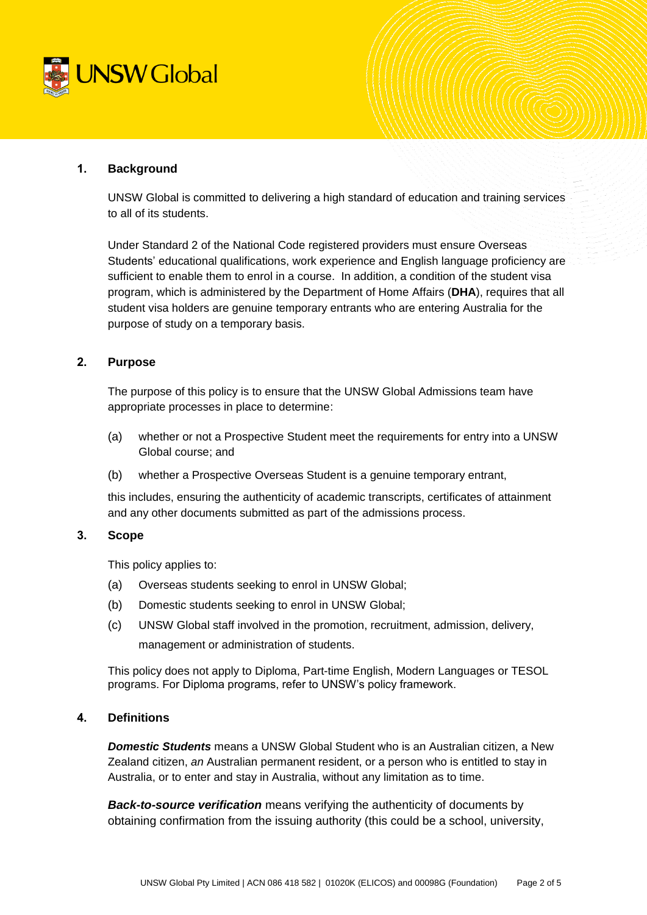## 1. Background

UNSW Global is committed to delivering a high standard of education and training services to all of its students.

Under Standard 2 of the National Code registered providers must ensure Overseas Students' educational qualifications, work experience and English language proficiency are sufficient to enable them to enrol in a course. In addition, a condition of the student visa program, which is administered by the Department of Home Affairs (**DHA**), requires that all student visa holders are genuine temporary entrants who are entering Australia for the purpose of study on a temporary basis.

## 2. Purpose

The purpose of this policy is to ensure that the UNSW Global Admissions team have appropriate processes in place to determine:

(a) whether or not a Prospective Student meet the requirements for entry into a UNSW Global course; and

(b) whether a Prospective Overseas Student is a genuine temporary entrant,

this includes, ensuring the authenticity of academic transcripts, certificates of attainment and any other documents submitted as part of the admissions process.

## 3. Scope

This policy applies to:

(a) Overseas students seeking to enrol in UNSW Global;

(b) Domestic students seeking to enrol in UNSW Global;

(c) UNSW Global staff involved in the promotion, recruitment, admission, delivery, management or administration of students.

This policy does not apply to Diploma, Part-time English, Modern Languages or TESOL programs. For Diploma programs, refer to UNSW's policy framework.

## 4. Definitions

***Domestic Students*** means a UNSW Global Student who is an Australian citizen, a New Zealand citizen, *an* Australian permanent resident, or a person who is entitled to stay in Australia, or to enter and stay in Australia, without any limitation as to time.

***Back-to-source verification*** means verifying the authenticity of documents by obtaining confirmation from the issuing authority (this could be a school, university,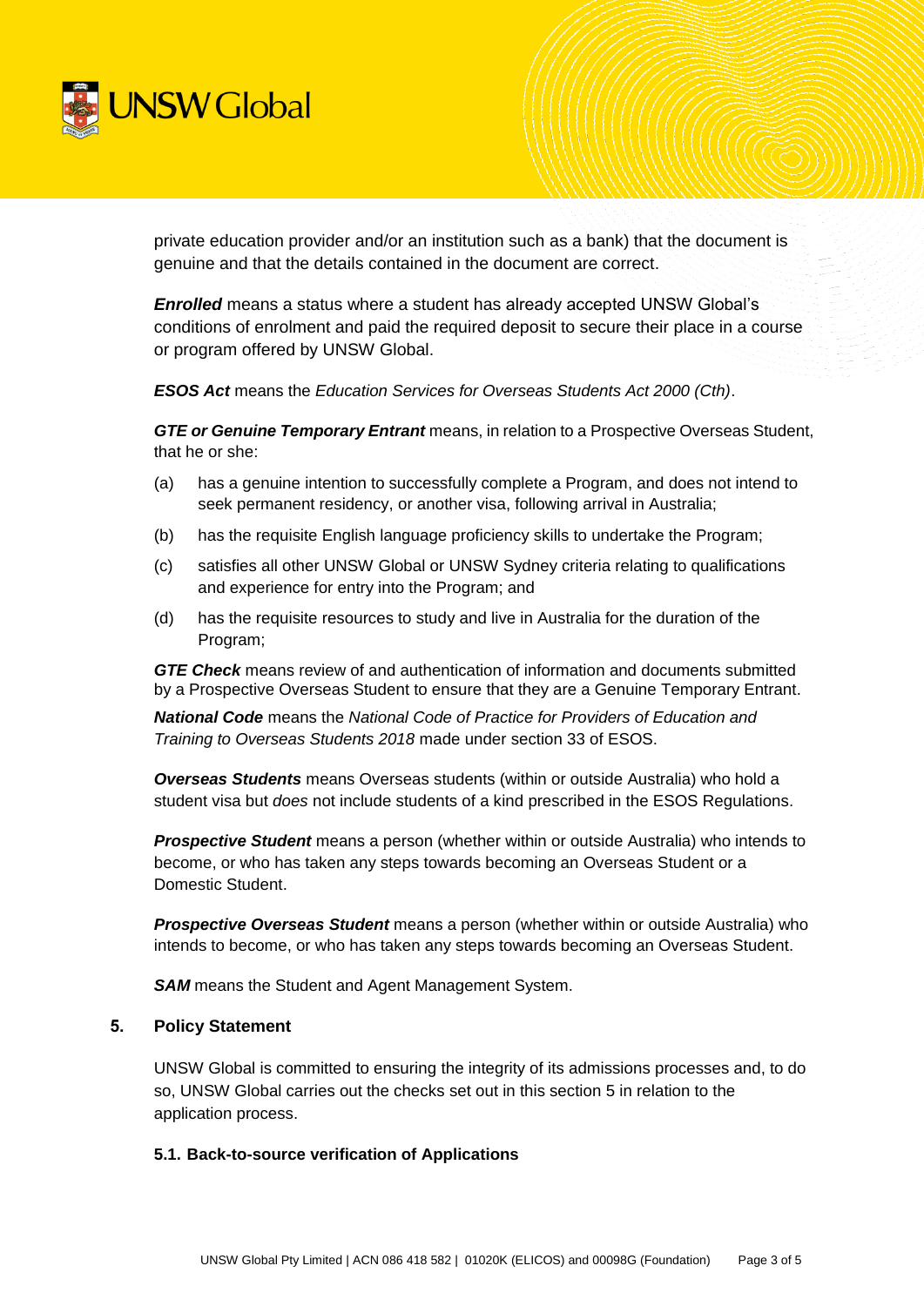private education provider and/or an institution such as a bank) that the document is genuine and that the details contained in the document are correct.

***Enrolled*** means a status where a student has already accepted UNSW Global's conditions of enrolment and paid the required deposit to secure their place in a course or program offered by UNSW Global.

***ESOS Act*** means the *Education Services for Overseas Students Act 2000 (Cth)*.

***GTE or Genuine Temporary Entrant*** means, in relation to a Prospective Overseas Student, that he or she:

(a) has a genuine intention to successfully complete a Program, and does not intend to seek permanent residency, or another visa, following arrival in Australia;

(b) has the requisite English language proficiency skills to undertake the Program;

(c) satisfies all other UNSW Global or UNSW Sydney criteria relating to qualifications and experience for entry into the Program; and

(d) has the requisite resources to study and live in Australia for the duration of the Program;

***GTE Check*** means review of and authentication of information and documents submitted by a Prospective Overseas Student to ensure that they are a Genuine Temporary Entrant.

***National Code*** means the *National Code of Practice for Providers of Education and Training to Overseas Students 2018* made under section 33 of ESOS.

***Overseas Students*** means Overseas students (within or outside Australia) who hold a student visa but *does* not include students of a kind prescribed in the ESOS Regulations.

***Prospective Student*** means a person (whether within or outside Australia) who intends to become, or who has taken any steps towards becoming an Overseas Student or a Domestic Student.

***Prospective Overseas Student*** means a person (whether within or outside Australia) who intends to become, or who has taken any steps towards becoming an Overseas Student.

***SAM*** means the Student and Agent Management System.

## 5. Policy Statement

UNSW Global is committed to ensuring the integrity of its admissions processes and, to do so, UNSW Global carries out the checks set out in this section 5 in relation to the application process.

### 5.1. Back-to-source verification of Applications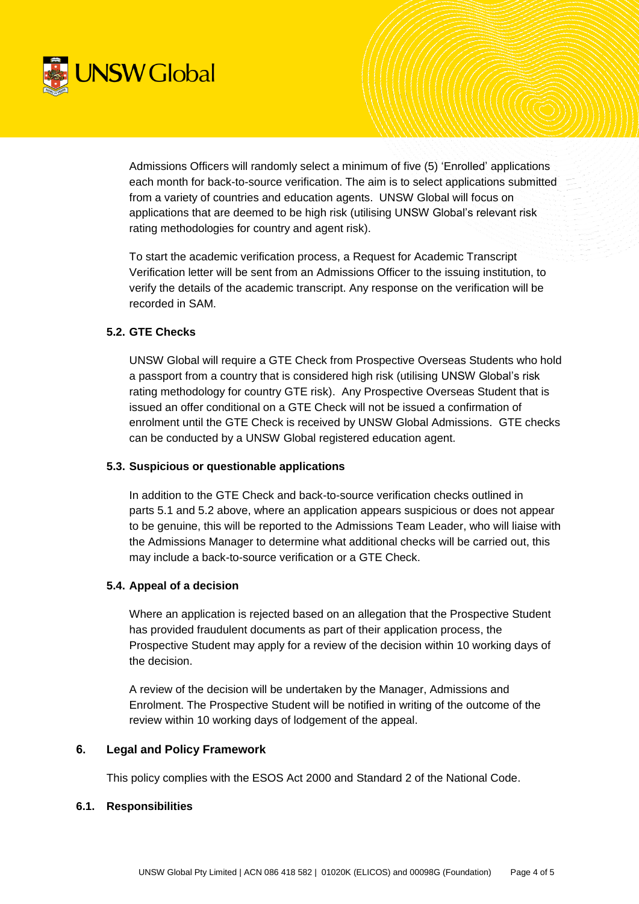Admissions Officers will randomly select a minimum of five (5) 'Enrolled' applications each month for back-to-source verification. The aim is to select applications submitted from a variety of countries and education agents. UNSW Global will focus on applications that are deemed to be high risk (utilising UNSW Global's relevant risk rating methodologies for country and agent risk).

To start the academic verification process, a Request for Academic Transcript Verification letter will be sent from an Admissions Officer to the issuing institution, to verify the details of the academic transcript. Any response on the verification will be recorded in SAM.

### 5.2. GTE Checks

UNSW Global will require a GTE Check from Prospective Overseas Students who hold a passport from a country that is considered high risk (utilising UNSW Global's risk rating methodology for country GTE risk). Any Prospective Overseas Student that is issued an offer conditional on a GTE Check will not be issued a confirmation of enrolment until the GTE Check is received by UNSW Global Admissions. GTE checks can be conducted by a UNSW Global registered education agent.

### 5.3. Suspicious or questionable applications

In addition to the GTE Check and back-to-source verification checks outlined in parts 5.1 and 5.2 above, where an application appears suspicious or does not appear to be genuine, this will be reported to the Admissions Team Leader, who will liaise with the Admissions Manager to determine what additional checks will be carried out, this may include a back-to-source verification or a GTE Check.

### 5.4. Appeal of a decision

Where an application is rejected based on an allegation that the Prospective Student has provided fraudulent documents as part of their application process, the Prospective Student may apply for a review of the decision within 10 working days of the decision.

A review of the decision will be undertaken by the Manager, Admissions and Enrolment. The Prospective Student will be notified in writing of the outcome of the review within 10 working days of lodgement of the appeal.

## 6. Legal and Policy Framework

This policy complies with the ESOS Act 2000 and Standard 2 of the National Code.

### 6.1. Responsibilities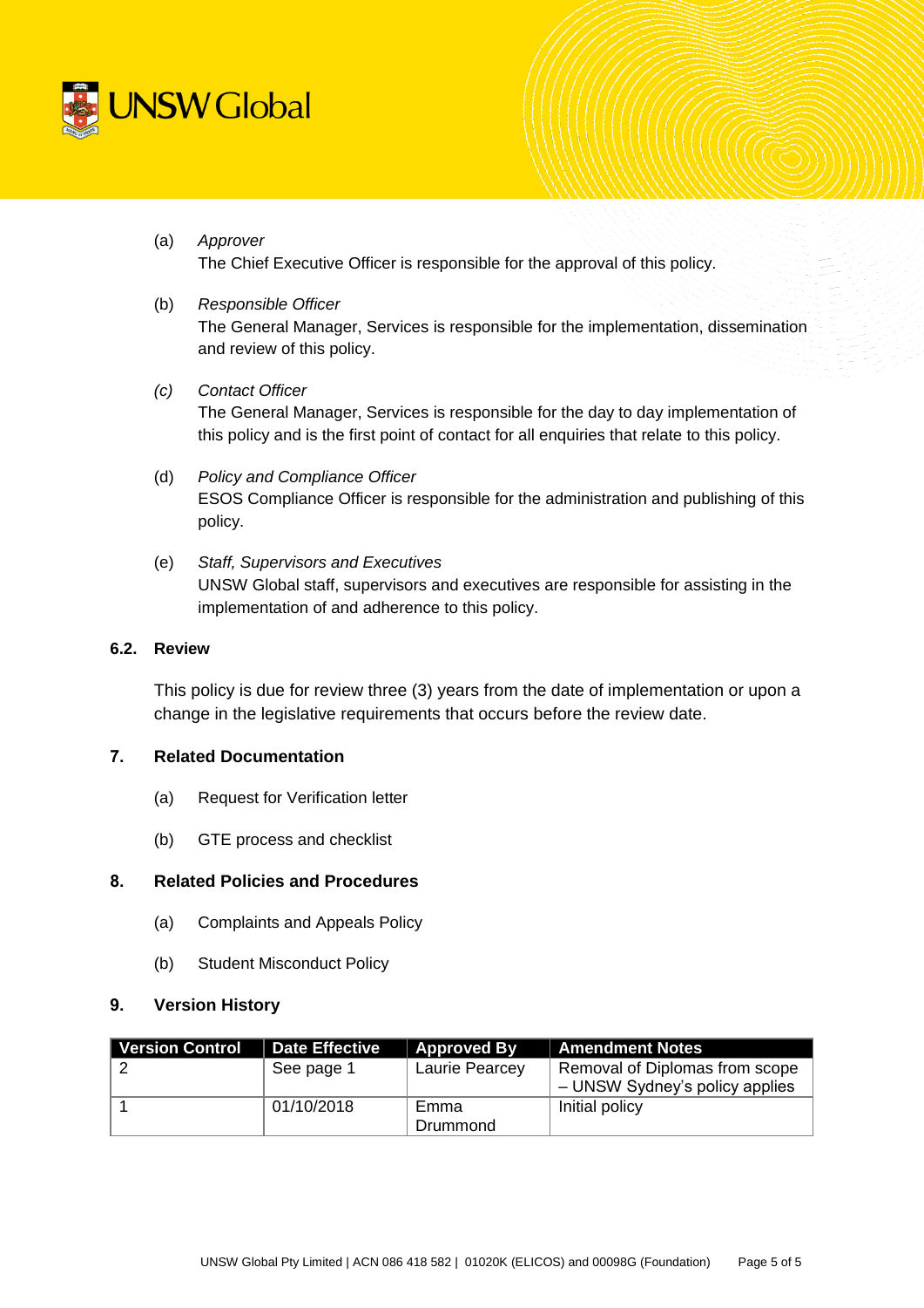(a) *Approver*
The Chief Executive Officer is responsible for the approval of this policy.

(b) *Responsible Officer*
The General Manager, Services is responsible for the implementation, dissemination and review of this policy.

*(c)* *Contact Officer*
The General Manager, Services is responsible for the day to day implementation of this policy and is the first point of contact for all enquiries that relate to this policy.

(d) *Policy and Compliance Officer*
ESOS Compliance Officer is responsible for the administration and publishing of this policy.

(e) *Staff, Supervisors and Executives*
UNSW Global staff, supervisors and executives are responsible for assisting in the implementation of and adherence to this policy.

### 6.2. Review

This policy is due for review three (3) years from the date of implementation or upon a change in the legislative requirements that occurs before the review date.

## 7. Related Documentation

(a) Request for Verification letter

(b) GTE process and checklist

## 8. Related Policies and Procedures

(a) Complaints and Appeals Policy

(b) Student Misconduct Policy

## 9. Version History

| Version Control | Date Effective | Approved By | Amendment Notes |
|---|---|---|---|
| 2 | See page 1 | Laurie Pearcey | Removal of Diplomas from scope – UNSW Sydney's policy applies |
| 1 | 01/10/2018 | Emma Drummond | Initial policy |